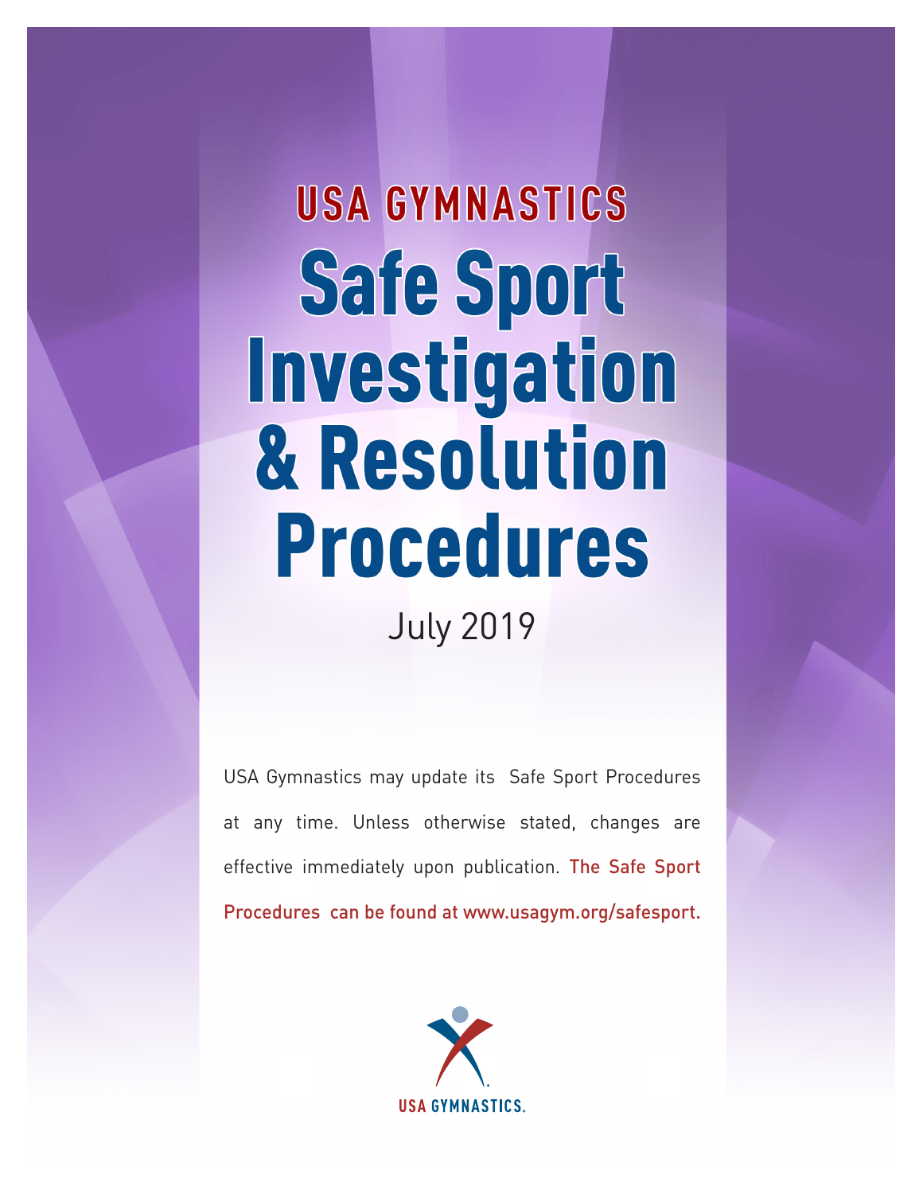# USA GYMNASTICS

# Safe Sport Investigation & Resolution Procedures

July 2019

USA Gymnastics may update its Safe Sport Procedures at any time. Unless otherwise stated, changes are effective immediately upon publication. The Safe Sport Procedures can be found at www.usagym.org/safesport.

USA GYMNASTICS.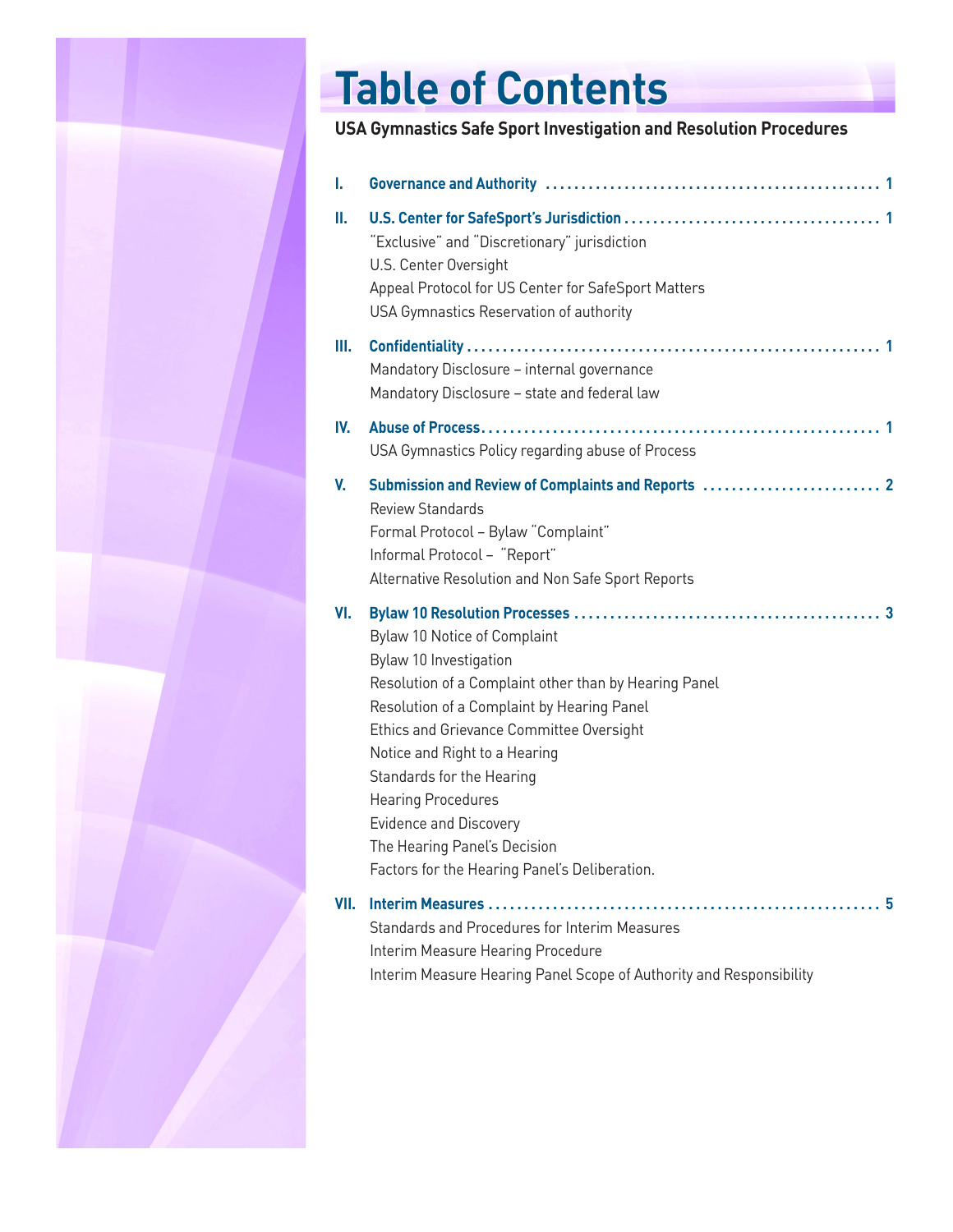# Table of Contents

**USA Gymnastics Safe Sport Investigation and Resolution Procedures**

**I. Governance and Authority** ............................................. 1

**II. U.S. Center for SafeSport's Jurisdiction** ............................................. 1

"Exclusive" and "Discretionary" jurisdiction
U.S. Center Oversight
Appeal Protocol for US Center for SafeSport Matters
USA Gymnastics Reservation of authority

**III. Confidentiality** ............................................. 1

Mandatory Disclosure – internal governance
Mandatory Disclosure – state and federal law

**IV. Abuse of Process** ............................................. 1

USA Gymnastics Policy regarding abuse of Process

**V. Submission and Review of Complaints and Reports** ............................................. 2

Review Standards
Formal Protocol – Bylaw "Complaint"
Informal Protocol – "Report"
Alternative Resolution and Non Safe Sport Reports

**VI. Bylaw 10 Resolution Processes** ............................................. 3

Bylaw 10 Notice of Complaint
Bylaw 10 Investigation
Resolution of a Complaint other than by Hearing Panel
Resolution of a Complaint by Hearing Panel
Ethics and Grievance Committee Oversight
Notice and Right to a Hearing
Standards for the Hearing
Hearing Procedures
Evidence and Discovery
The Hearing Panel's Decision
Factors for the Hearing Panel's Deliberation.

**VII. Interim Measures** ............................................. 5

Standards and Procedures for Interim Measures
Interim Measure Hearing Procedure
Interim Measure Hearing Panel Scope of Authority and Responsibility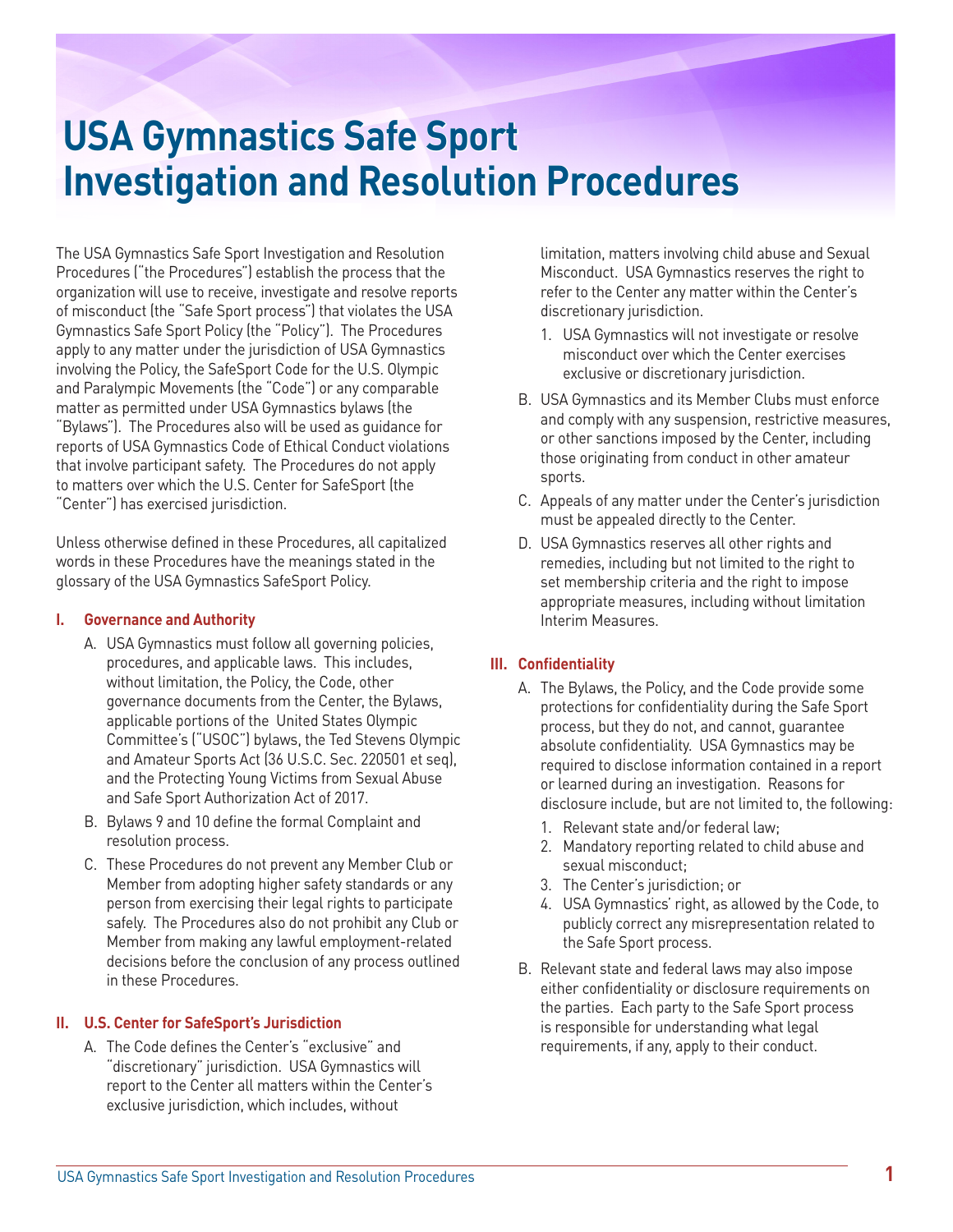# USA Gymnastics Safe Sport Investigation and Resolution Procedures

The USA Gymnastics Safe Sport Investigation and Resolution Procedures ("the Procedures") establish the process that the organization will use to receive, investigate and resolve reports of misconduct (the "Safe Sport process") that violates the USA Gymnastics Safe Sport Policy (the "Policy"). The Procedures apply to any matter under the jurisdiction of USA Gymnastics involving the Policy, the SafeSport Code for the U.S. Olympic and Paralympic Movements (the "Code") or any comparable matter as permitted under USA Gymnastics bylaws (the "Bylaws"). The Procedures also will be used as guidance for reports of USA Gymnastics Code of Ethical Conduct violations that involve participant safety. The Procedures do not apply to matters over which the U.S. Center for SafeSport (the "Center") has exercised jurisdiction.

Unless otherwise defined in these Procedures, all capitalized words in these Procedures have the meanings stated in the glossary of the USA Gymnastics SafeSport Policy.

## I. Governance and Authority

A. USA Gymnastics must follow all governing policies, procedures, and applicable laws. This includes, without limitation, the Policy, the Code, other governance documents from the Center, the Bylaws, applicable portions of the United States Olympic Committee's ("USOC") bylaws, the Ted Stevens Olympic and Amateur Sports Act (36 U.S.C. Sec. 220501 et seq), and the Protecting Young Victims from Sexual Abuse and Safe Sport Authorization Act of 2017.

B. Bylaws 9 and 10 define the formal Complaint and resolution process.

C. These Procedures do not prevent any Member Club or Member from adopting higher safety standards or any person from exercising their legal rights to participate safely. The Procedures also do not prohibit any Club or Member from making any lawful employment-related decisions before the conclusion of any process outlined in these Procedures.

## II. U.S. Center for SafeSport's Jurisdiction

A. The Code defines the Center's "exclusive" and "discretionary" jurisdiction. USA Gymnastics will report to the Center all matters within the Center's exclusive jurisdiction, which includes, without limitation, matters involving child abuse and Sexual Misconduct. USA Gymnastics reserves the right to refer to the Center any matter within the Center's discretionary jurisdiction.

   1. USA Gymnastics will not investigate or resolve misconduct over which the Center exercises exclusive or discretionary jurisdiction.

B. USA Gymnastics and its Member Clubs must enforce and comply with any suspension, restrictive measures, or other sanctions imposed by the Center, including those originating from conduct in other amateur sports.

C. Appeals of any matter under the Center's jurisdiction must be appealed directly to the Center.

D. USA Gymnastics reserves all other rights and remedies, including but not limited to the right to set membership criteria and the right to impose appropriate measures, including without limitation Interim Measures.

## III. Confidentiality

A. The Bylaws, the Policy, and the Code provide some protections for confidentiality during the Safe Sport process, but they do not, and cannot, guarantee absolute confidentiality. USA Gymnastics may be required to disclose information contained in a report or learned during an investigation. Reasons for disclosure include, but are not limited to, the following:

   1. Relevant state and/or federal law;
   2. Mandatory reporting related to child abuse and sexual misconduct;
   3. The Center's jurisdiction; or
   4. USA Gymnastics' right, as allowed by the Code, to publicly correct any misrepresentation related to the Safe Sport process.

B. Relevant state and federal laws may also impose either confidentiality or disclosure requirements on the parties. Each party to the Safe Sport process is responsible for understanding what legal requirements, if any, apply to their conduct.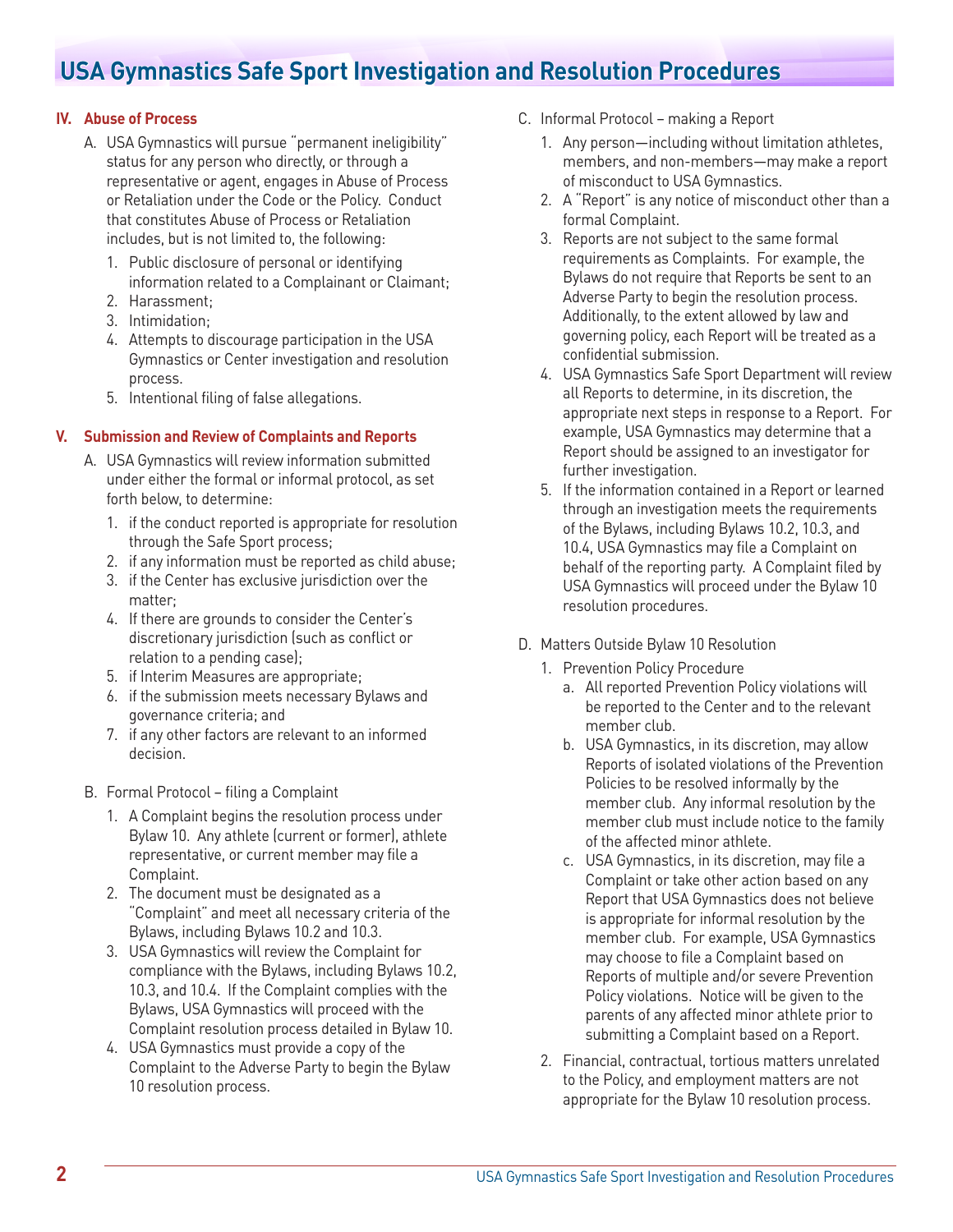## IV. Abuse of Process

A. USA Gymnastics will pursue "permanent ineligibility" status for any person who directly, or through a representative or agent, engages in Abuse of Process or Retaliation under the Code or the Policy. Conduct that constitutes Abuse of Process or Retaliation includes, but is not limited to, the following:

1. Public disclosure of personal or identifying information related to a Complainant or Claimant;
2. Harassment;
3. Intimidation;
4. Attempts to discourage participation in the USA Gymnastics or Center investigation and resolution process.
5. Intentional filing of false allegations.

## V. Submission and Review of Complaints and Reports

A. USA Gymnastics will review information submitted under either the formal or informal protocol, as set forth below, to determine:

1. if the conduct reported is appropriate for resolution through the Safe Sport process;
2. if any information must be reported as child abuse;
3. if the Center has exclusive jurisdiction over the matter;
4. If there are grounds to consider the Center's discretionary jurisdiction (such as conflict or relation to a pending case);
5. if Interim Measures are appropriate;
6. if the submission meets necessary Bylaws and governance criteria; and
7. if any other factors are relevant to an informed decision.

B. Formal Protocol – filing a Complaint

1. A Complaint begins the resolution process under Bylaw 10. Any athlete (current or former), athlete representative, or current member may file a Complaint.
2. The document must be designated as a "Complaint" and meet all necessary criteria of the Bylaws, including Bylaws 10.2 and 10.3.
3. USA Gymnastics will review the Complaint for compliance with the Bylaws, including Bylaws 10.2, 10.3, and 10.4. If the Complaint complies with the Bylaws, USA Gymnastics will proceed with the Complaint resolution process detailed in Bylaw 10.
4. USA Gymnastics must provide a copy of the Complaint to the Adverse Party to begin the Bylaw 10 resolution process.

C. Informal Protocol – making a Report

1. Any person—including without limitation athletes, members, and non-members—may make a report of misconduct to USA Gymnastics.
2. A "Report" is any notice of misconduct other than a formal Complaint.
3. Reports are not subject to the same formal requirements as Complaints. For example, the Bylaws do not require that Reports be sent to an Adverse Party to begin the resolution process. Additionally, to the extent allowed by law and governing policy, each Report will be treated as a confidential submission.
4. USA Gymnastics Safe Sport Department will review all Reports to determine, in its discretion, the appropriate next steps in response to a Report. For example, USA Gymnastics may determine that a Report should be assigned to an investigator for further investigation.
5. If the information contained in a Report or learned through an investigation meets the requirements of the Bylaws, including Bylaws 10.2, 10.3, and 10.4, USA Gymnastics may file a Complaint on behalf of the reporting party. A Complaint filed by USA Gymnastics will proceed under the Bylaw 10 resolution procedures.

D. Matters Outside Bylaw 10 Resolution

1. Prevention Policy Procedure
   a. All reported Prevention Policy violations will be reported to the Center and to the relevant member club.
   b. USA Gymnastics, in its discretion, may allow Reports of isolated violations of the Prevention Policies to be resolved informally by the member club. Any informal resolution by the member club must include notice to the family of the affected minor athlete.
   c. USA Gymnastics, in its discretion, may file a Complaint or take other action based on any Report that USA Gymnastics does not believe is appropriate for informal resolution by the member club. For example, USA Gymnastics may choose to file a Complaint based on Reports of multiple and/or severe Prevention Policy violations. Notice will be given to the parents of any affected minor athlete prior to submitting a Complaint based on a Report.
2. Financial, contractual, tortious matters unrelated to the Policy, and employment matters are not appropriate for the Bylaw 10 resolution process.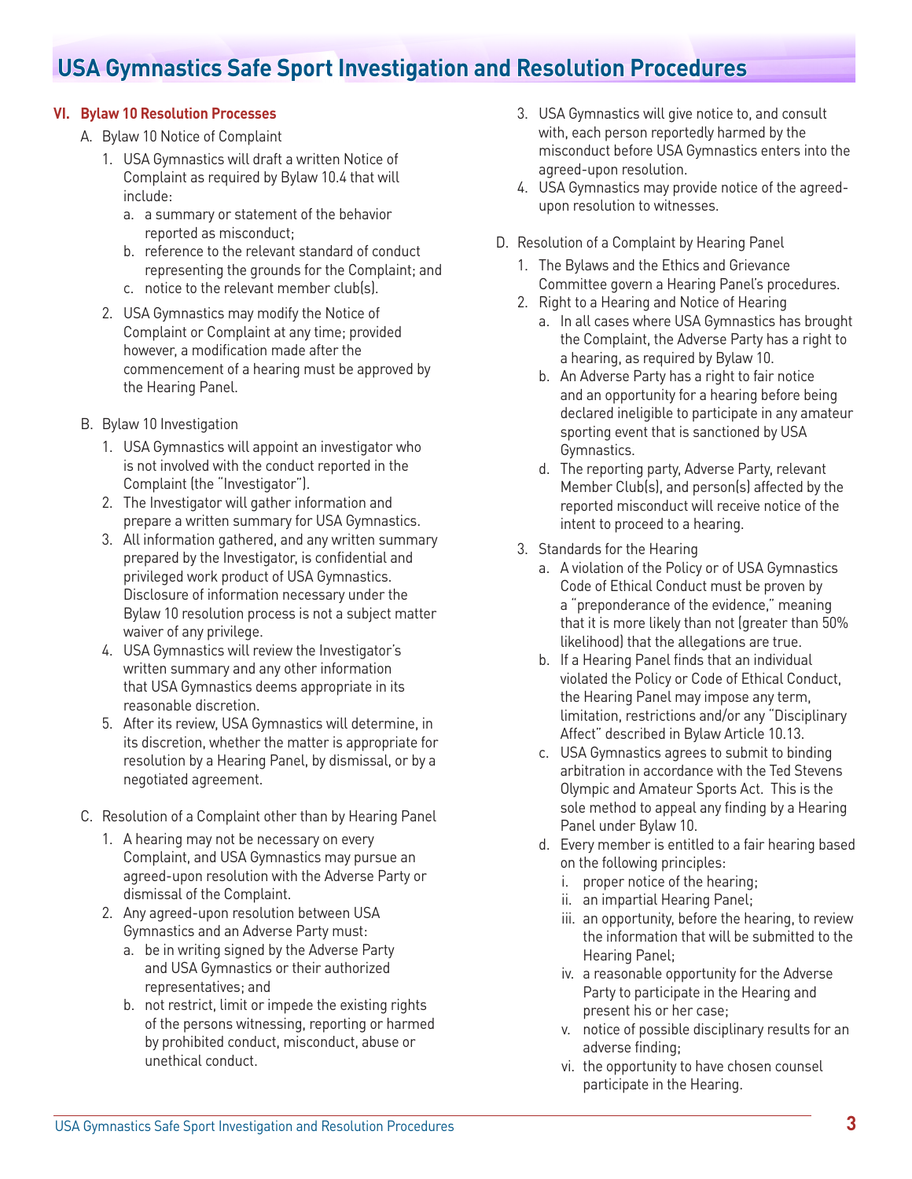## VI. Bylaw 10 Resolution Processes

A. Bylaw 10 Notice of Complaint

1. USA Gymnastics will draft a written Notice of Complaint as required by Bylaw 10.4 that will include:
   a. a summary or statement of the behavior reported as misconduct;
   b. reference to the relevant standard of conduct representing the grounds for the Complaint; and
   c. notice to the relevant member club(s).
2. USA Gymnastics may modify the Notice of Complaint or Complaint at any time; provided however, a modification made after the commencement of a hearing must be approved by the Hearing Panel.

B. Bylaw 10 Investigation

1. USA Gymnastics will appoint an investigator who is not involved with the conduct reported in the Complaint (the "Investigator").
2. The Investigator will gather information and prepare a written summary for USA Gymnastics.
3. All information gathered, and any written summary prepared by the Investigator, is confidential and privileged work product of USA Gymnastics. Disclosure of information necessary under the Bylaw 10 resolution process is not a subject matter waiver of any privilege.
4. USA Gymnastics will review the Investigator's written summary and any other information that USA Gymnastics deems appropriate in its reasonable discretion.
5. After its review, USA Gymnastics will determine, in its discretion, whether the matter is appropriate for resolution by a Hearing Panel, by dismissal, or by a negotiated agreement.

C. Resolution of a Complaint other than by Hearing Panel

1. A hearing may not be necessary on every Complaint, and USA Gymnastics may pursue an agreed-upon resolution with the Adverse Party or dismissal of the Complaint.
2. Any agreed-upon resolution between USA Gymnastics and an Adverse Party must:
   a. be in writing signed by the Adverse Party and USA Gymnastics or their authorized representatives; and
   b. not restrict, limit or impede the existing rights of the persons witnessing, reporting or harmed by prohibited conduct, misconduct, abuse or unethical conduct.
3. USA Gymnastics will give notice to, and consult with, each person reportedly harmed by the misconduct before USA Gymnastics enters into the agreed-upon resolution.
4. USA Gymnastics may provide notice of the agreed-upon resolution to witnesses.

D. Resolution of a Complaint by Hearing Panel

1. The Bylaws and the Ethics and Grievance Committee govern a Hearing Panel's procedures.
2. Right to a Hearing and Notice of Hearing
   a. In all cases where USA Gymnastics has brought the Complaint, the Adverse Party has a right to a hearing, as required by Bylaw 10.
   b. An Adverse Party has a right to fair notice and an opportunity for a hearing before being declared ineligible to participate in any amateur sporting event that is sanctioned by USA Gymnastics.
   d. The reporting party, Adverse Party, relevant Member Club(s), and person(s) affected by the reported misconduct will receive notice of the intent to proceed to a hearing.
3. Standards for the Hearing
   a. A violation of the Policy or of USA Gymnastics Code of Ethical Conduct must be proven by a "preponderance of the evidence," meaning that it is more likely than not (greater than 50% likelihood) that the allegations are true.
   b. If a Hearing Panel finds that an individual violated the Policy or Code of Ethical Conduct, the Hearing Panel may impose any term, limitation, restrictions and/or any "Disciplinary Affect" described in Bylaw Article 10.13.
   c. USA Gymnastics agrees to submit to binding arbitration in accordance with the Ted Stevens Olympic and Amateur Sports Act. This is the sole method to appeal any finding by a Hearing Panel under Bylaw 10.
   d. Every member is entitled to a fair hearing based on the following principles:
      i. proper notice of the hearing;
      ii. an impartial Hearing Panel;
      iii. an opportunity, before the hearing, to review the information that will be submitted to the Hearing Panel;
      iv. a reasonable opportunity for the Adverse Party to participate in the Hearing and present his or her case;
      v. notice of possible disciplinary results for an adverse finding;
      vi. the opportunity to have chosen counsel participate in the Hearing.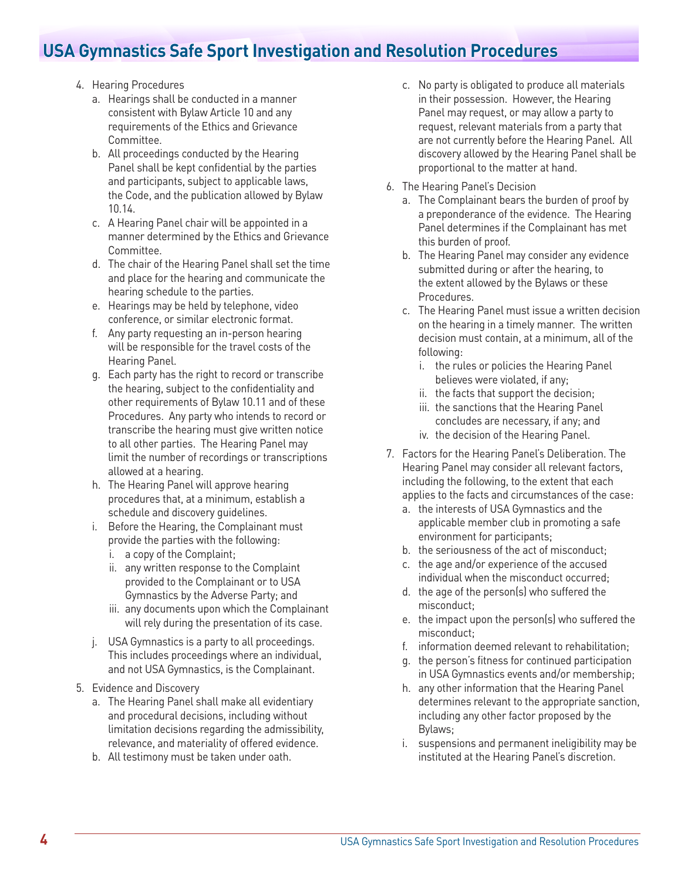4. Hearing Procedures
   a. Hearings shall be conducted in a manner consistent with Bylaw Article 10 and any requirements of the Ethics and Grievance Committee.
   b. All proceedings conducted by the Hearing Panel shall be kept confidential by the parties and participants, subject to applicable laws, the Code, and the publication allowed by Bylaw 10.14.
   c. A Hearing Panel chair will be appointed in a manner determined by the Ethics and Grievance Committee.
   d. The chair of the Hearing Panel shall set the time and place for the hearing and communicate the hearing schedule to the parties.
   e. Hearings may be held by telephone, video conference, or similar electronic format.
   f. Any party requesting an in-person hearing will be responsible for the travel costs of the Hearing Panel.
   g. Each party has the right to record or transcribe the hearing, subject to the confidentiality and other requirements of Bylaw 10.11 and of these Procedures. Any party who intends to record or transcribe the hearing must give written notice to all other parties. The Hearing Panel may limit the number of recordings or transcriptions allowed at a hearing.
   h. The Hearing Panel will approve hearing procedures that, at a minimum, establish a schedule and discovery guidelines.
   i. Before the Hearing, the Complainant must provide the parties with the following:
      i. a copy of the Complaint;
      ii. any written response to the Complaint provided to the Complainant or to USA Gymnastics by the Adverse Party; and
      iii. any documents upon which the Complainant will rely during the presentation of its case.
   j. USA Gymnastics is a party to all proceedings. This includes proceedings where an individual, and not USA Gymnastics, is the Complainant.
5. Evidence and Discovery
   a. The Hearing Panel shall make all evidentiary and procedural decisions, including without limitation decisions regarding the admissibility, relevance, and materiality of offered evidence.
   b. All testimony must be taken under oath.
   c. No party is obligated to produce all materials in their possession. However, the Hearing Panel may request, or may allow a party to request, relevant materials from a party that are not currently before the Hearing Panel. All discovery allowed by the Hearing Panel shall be proportional to the matter at hand.
6. The Hearing Panel's Decision
   a. The Complainant bears the burden of proof by a preponderance of the evidence. The Hearing Panel determines if the Complainant has met this burden of proof.
   b. The Hearing Panel may consider any evidence submitted during or after the hearing, to the extent allowed by the Bylaws or these Procedures.
   c. The Hearing Panel must issue a written decision on the hearing in a timely manner. The written decision must contain, at a minimum, all of the following:
      i. the rules or policies the Hearing Panel believes were violated, if any;
      ii. the facts that support the decision;
      iii. the sanctions that the Hearing Panel concludes are necessary, if any; and
      iv. the decision of the Hearing Panel.
7. Factors for the Hearing Panel's Deliberation. The Hearing Panel may consider all relevant factors, including the following, to the extent that each applies to the facts and circumstances of the case:
   a. the interests of USA Gymnastics and the applicable member club in promoting a safe environment for participants;
   b. the seriousness of the act of misconduct;
   c. the age and/or experience of the accused individual when the misconduct occurred;
   d. the age of the person(s) who suffered the misconduct;
   e. the impact upon the person(s) who suffered the misconduct;
   f. information deemed relevant to rehabilitation;
   g. the person's fitness for continued participation in USA Gymnastics events and/or membership;
   h. any other information that the Hearing Panel determines relevant to the appropriate sanction, including any other factor proposed by the Bylaws;
   i. suspensions and permanent ineligibility may be instituted at the Hearing Panel's discretion.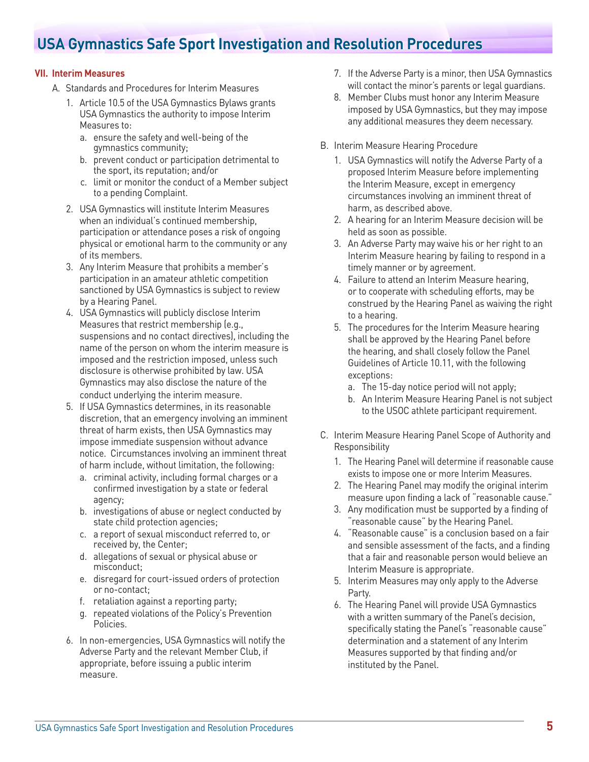## VII. Interim Measures

A. Standards and Procedures for Interim Measures

1. Article 10.5 of the USA Gymnastics Bylaws grants USA Gymnastics the authority to impose Interim Measures to:
   a. ensure the safety and well-being of the gymnastics community;
   b. prevent conduct or participation detrimental to the sport, its reputation; and/or
   c. limit or monitor the conduct of a Member subject to a pending Complaint.
2. USA Gymnastics will institute Interim Measures when an individual's continued membership, participation or attendance poses a risk of ongoing physical or emotional harm to the community or any of its members.
3. Any Interim Measure that prohibits a member's participation in an amateur athletic competition sanctioned by USA Gymnastics is subject to review by a Hearing Panel.
4. USA Gymnastics will publicly disclose Interim Measures that restrict membership (e.g., suspensions and no contact directives), including the name of the person on whom the interim measure is imposed and the restriction imposed, unless such disclosure is otherwise prohibited by law. USA Gymnastics may also disclose the nature of the conduct underlying the interim measure.
5. If USA Gymnastics determines, in its reasonable discretion, that an emergency involving an imminent threat of harm exists, then USA Gymnastics may impose immediate suspension without advance notice. Circumstances involving an imminent threat of harm include, without limitation, the following:
   a. criminal activity, including formal charges or a confirmed investigation by a state or federal agency;
   b. investigations of abuse or neglect conducted by state child protection agencies;
   c. a report of sexual misconduct referred to, or received by, the Center;
   d. allegations of sexual or physical abuse or misconduct;
   e. disregard for court-issued orders of protection or no-contact;
   f. retaliation against a reporting party;
   g. repeated violations of the Policy's Prevention Policies.
6. In non-emergencies, USA Gymnastics will notify the Adverse Party and the relevant Member Club, if appropriate, before issuing a public interim measure.
7. If the Adverse Party is a minor, then USA Gymnastics will contact the minor's parents or legal guardians.
8. Member Clubs must honor any Interim Measure imposed by USA Gymnastics, but they may impose any additional measures they deem necessary.

B. Interim Measure Hearing Procedure

1. USA Gymnastics will notify the Adverse Party of a proposed Interim Measure before implementing the Interim Measure, except in emergency circumstances involving an imminent threat of harm, as described above.
2. A hearing for an Interim Measure decision will be held as soon as possible.
3. An Adverse Party may waive his or her right to an Interim Measure hearing by failing to respond in a timely manner or by agreement.
4. Failure to attend an Interim Measure hearing, or to cooperate with scheduling efforts, may be construed by the Hearing Panel as waiving the right to a hearing.
5. The procedures for the Interim Measure hearing shall be approved by the Hearing Panel before the hearing, and shall closely follow the Panel Guidelines of Article 10.11, with the following exceptions:
   a. The 15-day notice period will not apply;
   b. An Interim Measure Hearing Panel is not subject to the USOC athlete participant requirement.

C. Interim Measure Hearing Panel Scope of Authority and Responsibility

1. The Hearing Panel will determine if reasonable cause exists to impose one or more Interim Measures.
2. The Hearing Panel may modify the original interim measure upon finding a lack of "reasonable cause."
3. Any modification must be supported by a finding of "reasonable cause" by the Hearing Panel.
4. "Reasonable cause" is a conclusion based on a fair and sensible assessment of the facts, and a finding that a fair and reasonable person would believe an Interim Measure is appropriate.
5. Interim Measures may only apply to the Adverse Party.
6. The Hearing Panel will provide USA Gymnastics with a written summary of the Panel's decision, specifically stating the Panel's "reasonable cause" determination and a statement of any Interim Measures supported by that finding and/or instituted by the Panel.